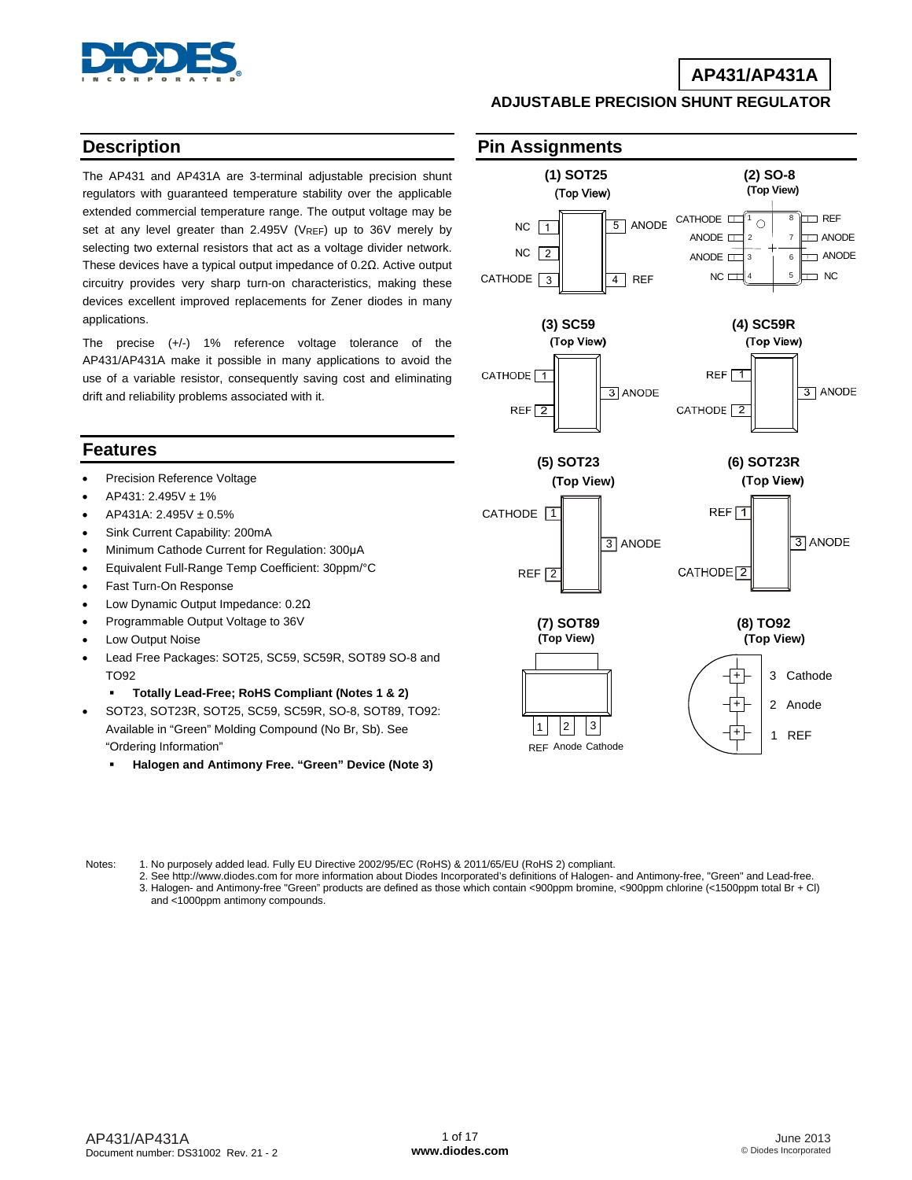# AP431/AP431A

## ADJUSTABLE PRECISION SHUNT REGULATOR

## Description

The AP431 and AP431A are 3-terminal adjustable precision shunt regulators with guaranteed temperature stability over the applicable extended commercial temperature range. The output voltage may be set at any level greater than 2.495V ($V_{REF}$) up to 36V merely by selecting two external resistors that act as a voltage divider network. These devices have a typical output impedance of 0.2Ω. Active output circuitry provides very sharp turn-on characteristics, making these devices excellent improved replacements for Zener diodes in many applications.

The precise (+/-) 1% reference voltage tolerance of the AP431/AP431A make it possible in many applications to avoid the use of a variable resistor, consequently saving cost and eliminating drift and reliability problems associated with it.

## Features

- Precision Reference Voltage
- AP431: 2.495V ± 1%
- AP431A: 2.495V ± 0.5%
- Sink Current Capability: 200mA
- Minimum Cathode Current for Regulation: 300µA
- Equivalent Full-Range Temp Coefficient: 30ppm/°C
- Fast Turn-On Response
- Low Dynamic Output Impedance: 0.2Ω
- Programmable Output Voltage to 36V
- Low Output Noise
- Lead Free Packages: SOT25, SC59, SC59R, SOT89 SO-8 and TO92
  - **Totally Lead-Free; RoHS Compliant (Notes 1 & 2)**
- SOT23, SOT23R, SOT25, SC59, SC59R, SO-8, SOT89, TO92: Available in "Green" Molding Compound (No Br, Sb). See "Ordering Information"
  - **Halogen and Antimony Free. "Green" Device (Note 3)**

## Pin Assignments

**(1) SOT25 (Top View)**

| Pin | Name |
|---|---|
| 1 | NC |
| 2 | NC |
| 3 | CATHODE |
| 4 | REF |
| 5 | ANODE |

**(2) SO-8 (Top View)**

| Pin | Name |
|---|---|
| 1 | CATHODE |
| 2 | ANODE |
| 3 | ANODE |
| 4 | NC |
| 5 | NC |
| 6 | ANODE |
| 7 | ANODE |
| 8 | REF |

**(3) SC59 (Top View)**

| Pin | Name |
|---|---|
| 1 | CATHODE |
| 2 | REF |
| 3 | ANODE |

**(4) SC59R (Top View)**

| Pin | Name |
|---|---|
| 1 | REF |
| 2 | CATHODE |
| 3 | ANODE |

**(5) SOT23 (Top View)**

| Pin | Name |
|---|---|
| 1 | CATHODE |
| 2 | REF |
| 3 | ANODE |

**(6) SOT23R (Top View)**

| Pin | Name |
|---|---|
| 1 | REF |
| 2 | CATHODE |
| 3 | ANODE |

**(7) SOT89 (Top View)**

| Pin | Name |
|---|---|
| 1 | REF |
| 2 | Anode |
| 3 | Cathode |

**(8) TO92 (Top View)**

| Pin | Name |
|---|---|
| 3 | Cathode |
| 2 | Anode |
| 1 | REF |

Notes:
1. No purposely added lead. Fully EU Directive 2002/95/EC (RoHS) & 2011/65/EU (RoHS 2) compliant.
2. See http://www.diodes.com for more information about Diodes Incorporated's definitions of Halogen- and Antimony-free, "Green" and Lead-free.
3. Halogen- and Antimony-free "Green" products are defined as those which contain <900ppm bromine, <900ppm chlorine (<1500ppm total Br + Cl) and <1000ppm antimony compounds.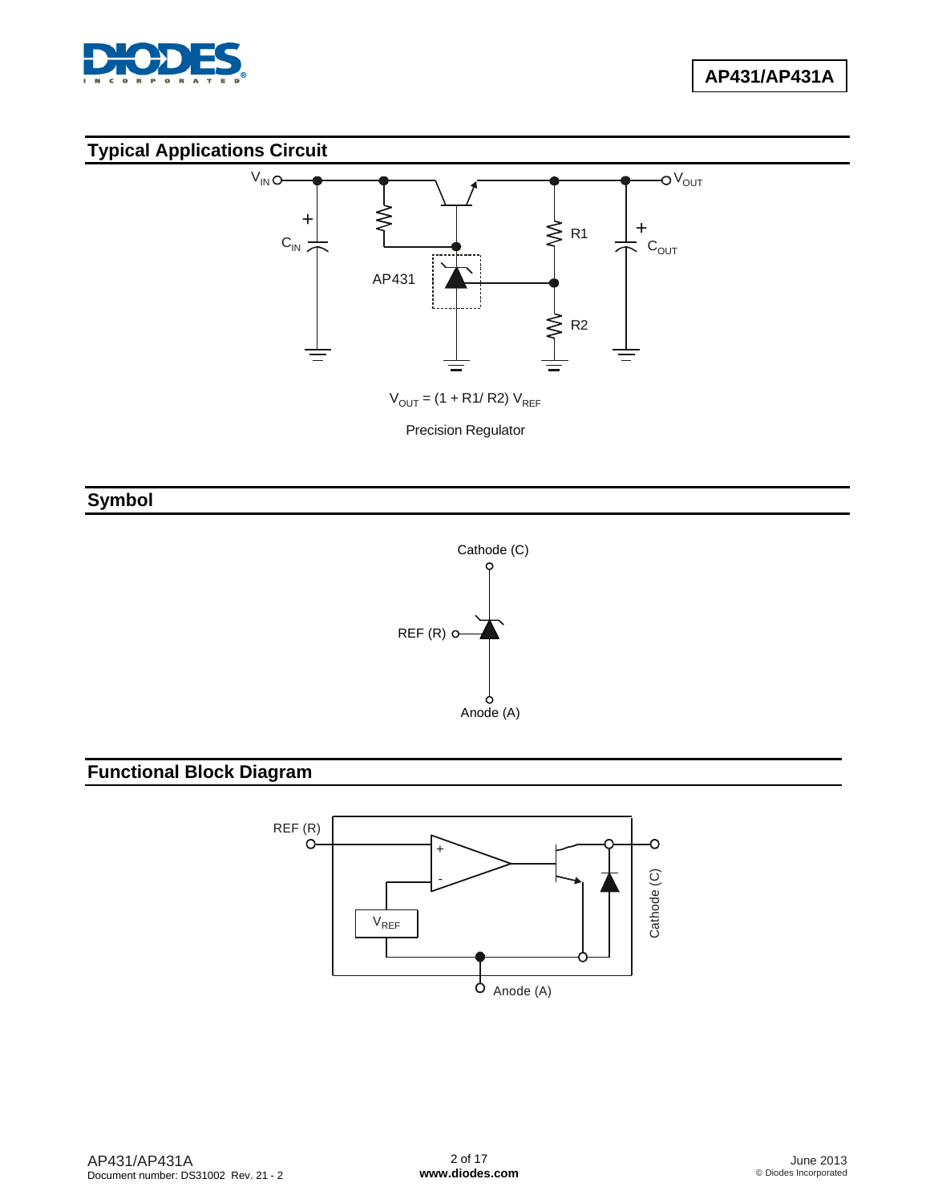## Typical Applications Circuit

$V_{OUT} = (1 + R1/ R2)\ V_{REF}$

Precision Regulator

## Symbol

## Functional Block Diagram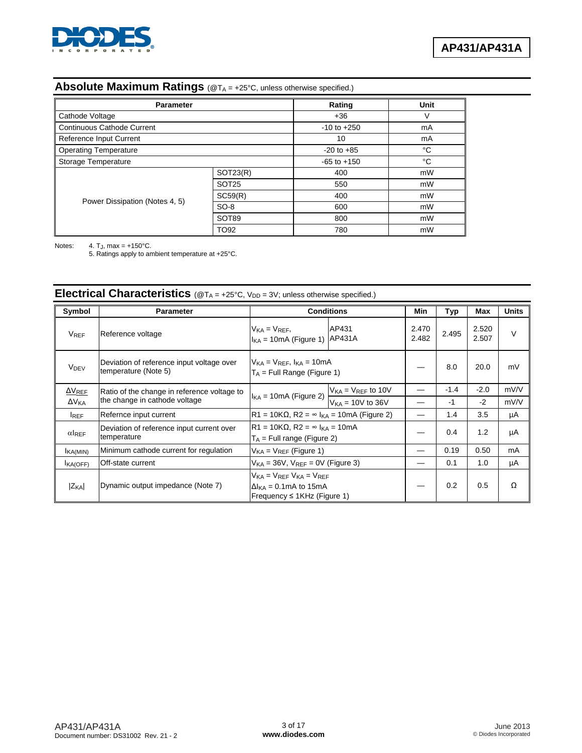## Absolute Maximum Ratings (@$T_A$ = +25°C, unless otherwise specified.)

| Parameter | | Rating | Unit |
|---|---|---|---|
| Cathode Voltage | | +36 | V |
| Continuous Cathode Current | | -10 to +250 | mA |
| Reference Input Current | | 10 | mA |
| Operating Temperature | | -20 to +85 | °C |
| Storage Temperature | | -65 to +150 | °C |
| Power Dissipation (Notes 4, 5) | SOT23(R) | 400 | mW |
| | SOT25 | 550 | mW |
| | SC59(R) | 400 | mW |
| | SO-8 | 600 | mW |
| | SOT89 | 800 | mW |
| | TO92 | 780 | mW |

Notes: 4. $T_J$, max = +150°C.
5. Ratings apply to ambient temperature at +25°C.

## Electrical Characteristics (@$T_A$ = +25°C, $V_{DD}$ = 3V; unless otherwise specified.)

| Symbol | Parameter | Conditions | | Min | Typ | Max | Units |
|---|---|---|---|---|---|---|---|
| $V_{REF}$ | Reference voltage | $V_{KA} = V_{REF}$, $I_{KA}$ = 10mA (Figure 1) | AP431<br>AP431A | 2.470<br>2.482 | 2.495 | 2.520<br>2.507 | V |
| $V_{DEV}$ | Deviation of reference input voltage over temperature (Note 5) | $V_{KA} = V_{REF}$, $I_{KA}$ = 10mA<br>$T_A$ = Full Range (Figure 1) | | — | 8.0 | 20.0 | mV |
| $\frac{\Delta V_{REF}}{\Delta V_{KA}}$ | Ratio of the change in reference voltage to the change in cathode voltage | $I_{KA}$ = 10mA (Figure 2) | $V_{KA} = V_{REF}$ to 10V | — | -1.4 | -2.0 | mV/V |
| | | | $V_{KA}$ = 10V to 36V | — | -1 | -2 | mV/V |
| $I_{REF}$ | Refernce input current | R1 = 10KΩ, R2 = ∞ $I_{KA}$ = 10mA (Figure 2) | | — | 1.4 | 3.5 | µA |
| $\alpha I_{REF}$ | Deviation of reference input current over temperature | R1 = 10KΩ, R2 = ∞ $I_{KA}$ = 10mA<br>$T_A$ = Full range (Figure 2) | | — | 0.4 | 1.2 | µA |
| $I_{KA(MIN)}$ | Minimum cathode current for regulation | $V_{KA} = V_{REF}$ (Figure 1) | | — | 0.19 | 0.50 | mA |
| $I_{KA(OFF)}$ | Off-state current | $V_{KA}$ = 36V, $V_{REF}$ = 0V (Figure 3) | | — | 0.1 | 1.0 | µA |
| $\lvert Z_{KA}\rvert$ | Dynamic output impedance (Note 7) | $V_{KA} = V_{REF}$ $V_{KA} = V_{REF}$<br>$\Delta I_{KA}$ = 0.1mA to 15mA<br>Frequency ≤ 1KHz (Figure 1) | | — | 0.2 | 0.5 | Ω |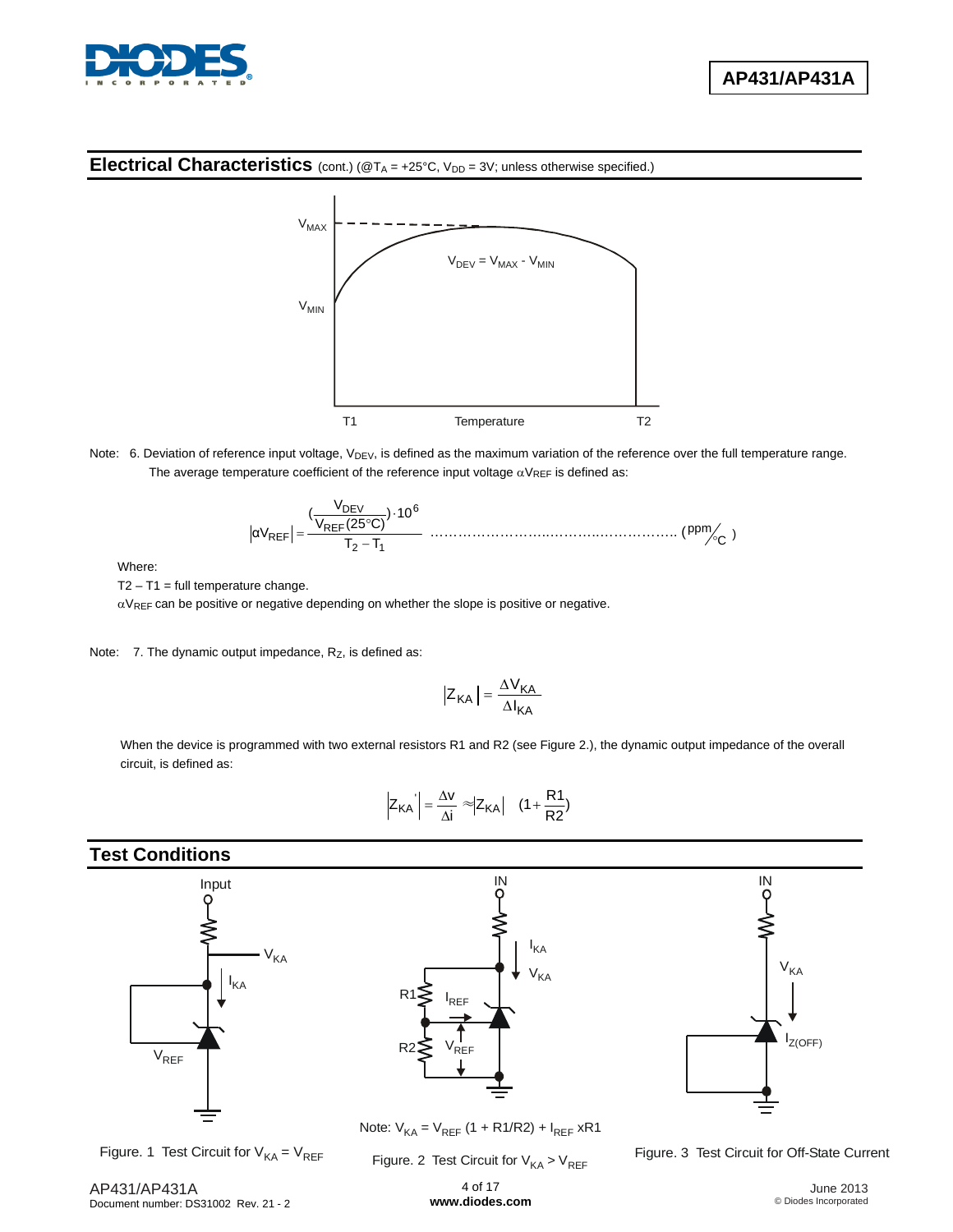## Electrical Characteristics (cont.) (@$T_A$ = +25°C, $V_{DD}$ = 3V; unless otherwise specified.)

$V_{MAX}$

$V_{DEV} = V_{MAX} - V_{MIN}$

$V_{MIN}$

T1 Temperature T2

Note: 6. Deviation of reference input voltage, $V_{DEV}$, is defined as the maximum variation of the reference over the full temperature range. The average temperature coefficient of the reference input voltage $\alpha V_{REF}$ is defined as:

$$\left|\alpha V_{REF}\right| = \frac{\left(\frac{V_{DEV}}{V_{REF}(25°C)}\right)\cdot 10^6}{T_2 - T_1} \quad \text{………………………………………………} \left(\text{ppm}/_{°C}\right)$$

Where:

T2 – T1 = full temperature change.

$\alpha V_{REF}$ can be positive or negative depending on whether the slope is positive or negative.

Note: 7. The dynamic output impedance, $R_Z$, is defined as:

$$\left|Z_{KA}\right| = \frac{\Delta V_{KA}}{\Delta I_{KA}}$$

When the device is programmed with two external resistors R1 and R2 (see Figure 2.), the dynamic output impedance of the overall circuit, is defined as:

$$\left|Z_{KA}'\right| = \frac{\Delta v}{\Delta i} \approx \left|Z_{KA}\right| \quad \left(1 + \frac{R1}{R2}\right)$$

## Test Conditions

Figure. 1 Test Circuit for $V_{KA} = V_{REF}$

Note: $V_{KA} = V_{REF}$ (1 + R1/R2) + $I_{REF}$ xR1

Figure. 2 Test Circuit for $V_{KA} > V_{REF}$

Figure. 3 Test Circuit for Off-State Current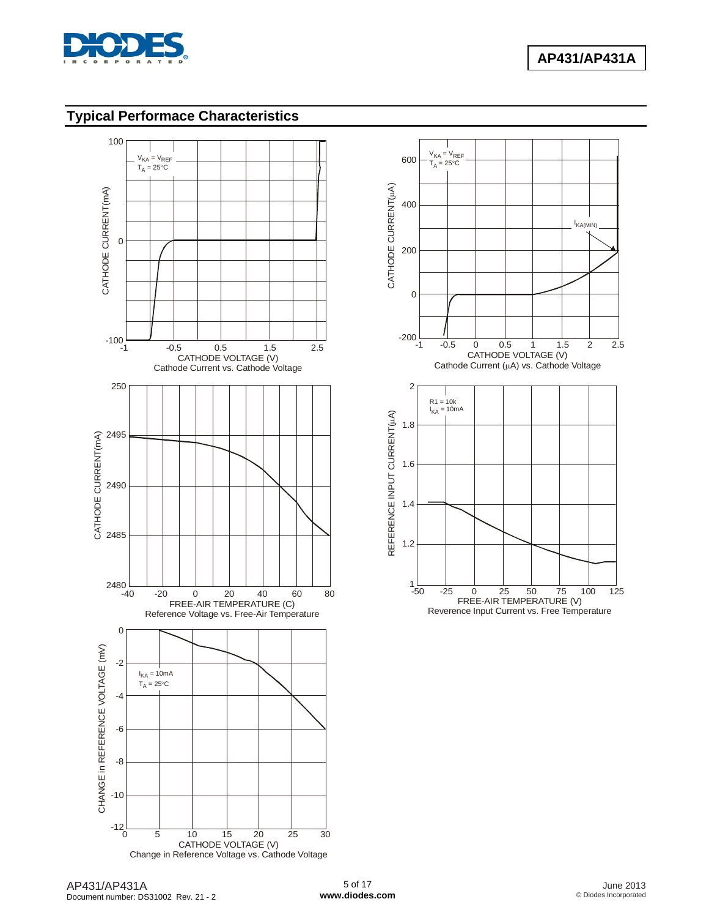## Typical Performace Characteristics

$V_{KA} = V_{REF}$
$T_A = 25°C$

CATHODE CURRENT(mA)

CATHODE VOLTAGE (V)

Cathode Current vs. Cathode Voltage

$V_{KA} = V_{REF}$
$T_A = 25°C$

$I_{KA(MIN)}$

CATHODE CURRENT(μA)

CATHODE VOLTAGE (V)

Cathode Current (μA) vs. Cathode Voltage

CATHODE CURRENT(mA)

FREE-AIR TEMPERATURE (C)

Reference Voltage vs. Free-Air Temperature

R1 = 10k
$I_{KA} = 10mA$

REFERENCE INPUT CURRENT(μA)

FREE-AIR TEMPERATURE (V)

Reverence Input Current vs. Free Temperature

$I_{KA} = 10mA$
$T_A = 25°C$

CHANGE in REFERENCE VOLTAGE (mV)

CATHODE VOLTAGE (V)

Change in Reference Voltage vs. Cathode Voltage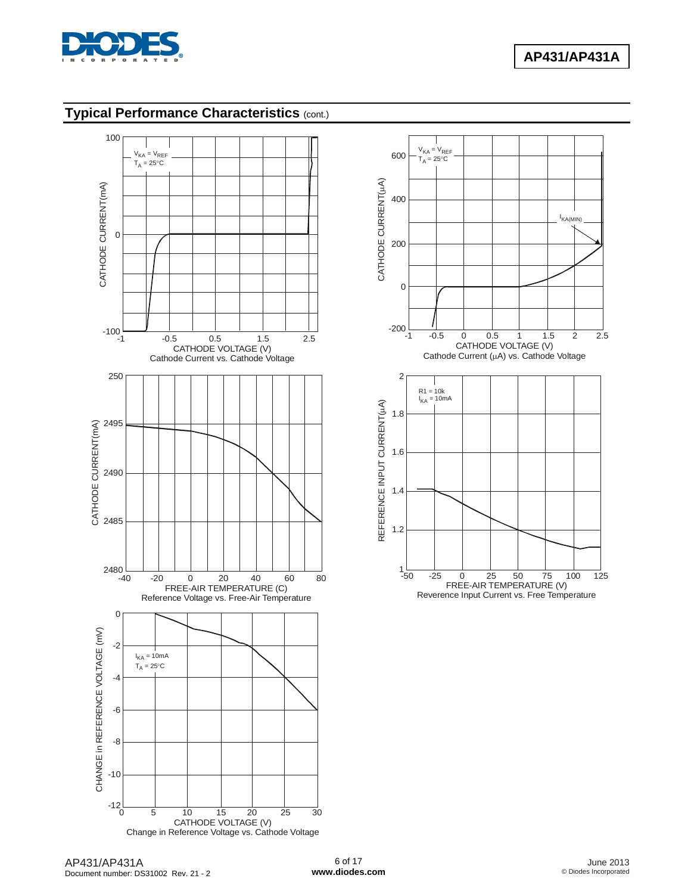## Typical Performance Characteristics (cont.)

Cathode Current vs. Cathode Voltage

Cathode Current (μA) vs. Cathode Voltage

Reference Voltage vs. Free-Air Temperature

Reverence Input Current vs. Free Temperature

Change in Reference Voltage vs. Cathode Voltage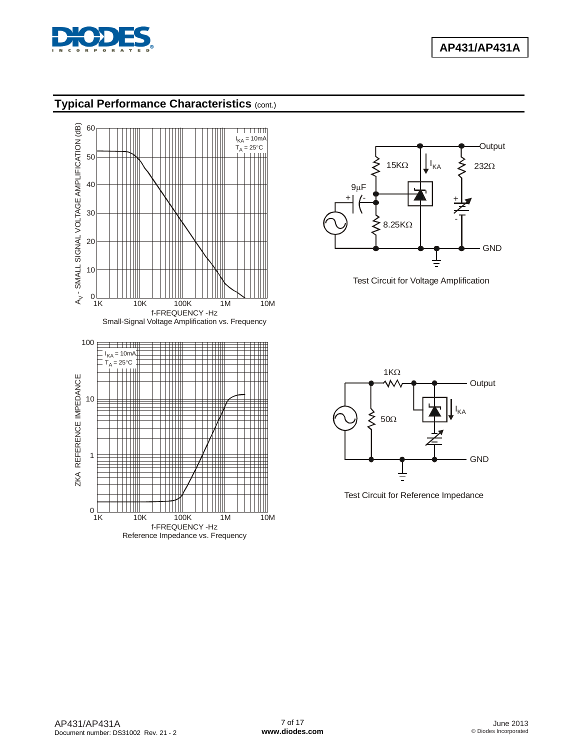## Typical Performance Characteristics (cont.)

Small-Signal Voltage Amplification vs. Frequency

Test Circuit for Voltage Amplification

Reference Impedance vs. Frequency

Test Circuit for Reference Impedance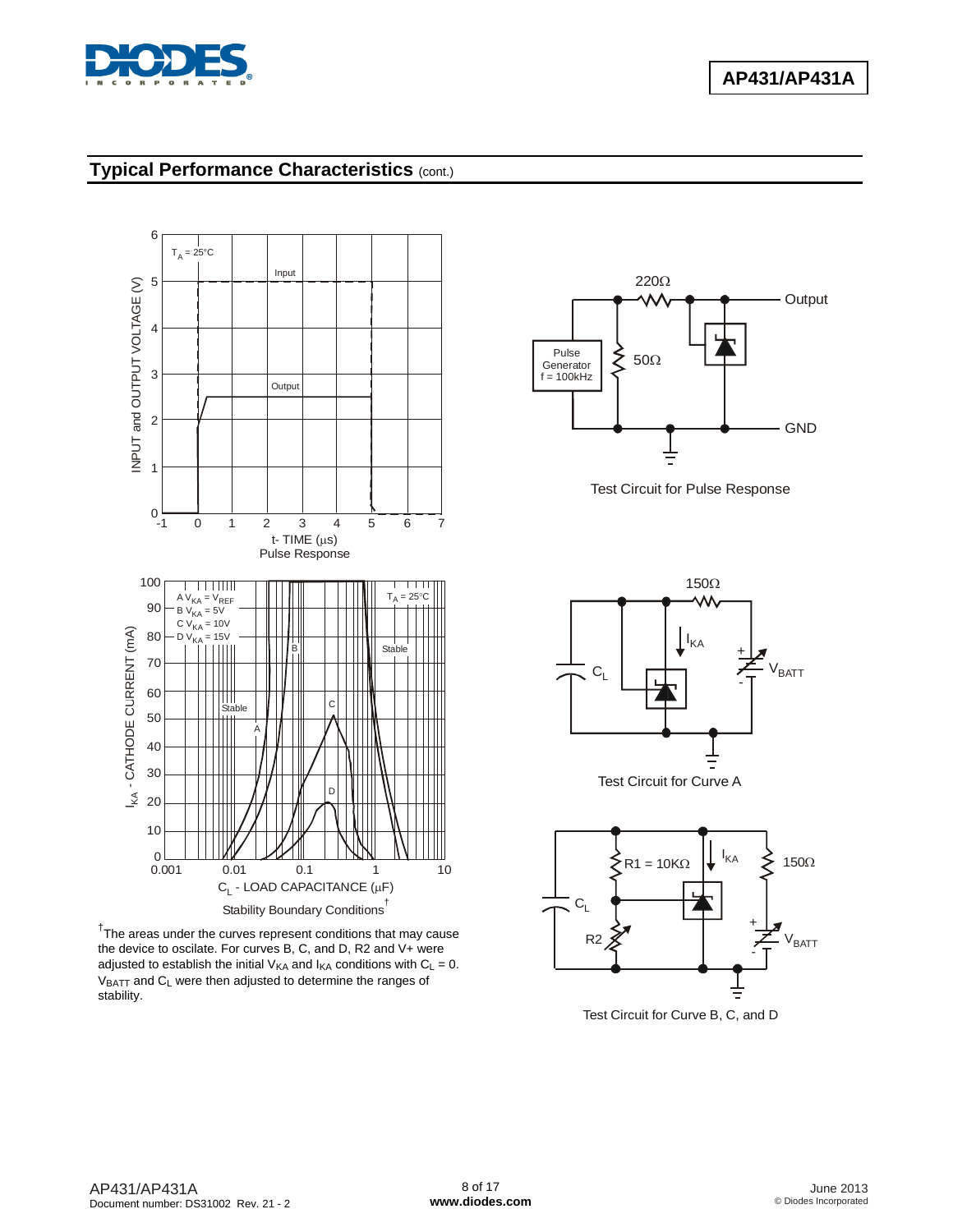## Typical Performance Characteristics (cont.)

Pulse Response

Test Circuit for Pulse Response

Stability Boundary Conditions[†]

Test Circuit for Curve A

[†]The areas under the curves represent conditions that may cause the device to oscilate. For curves B, C, and D, R2 and V+ were adjusted to establish the initial $V_{KA}$ and $I_{KA}$ conditions with $C_L = 0$. $V_{BATT}$ and $C_L$ were then adjusted to determine the ranges of stability.

Test Circuit for Curve B, C, and D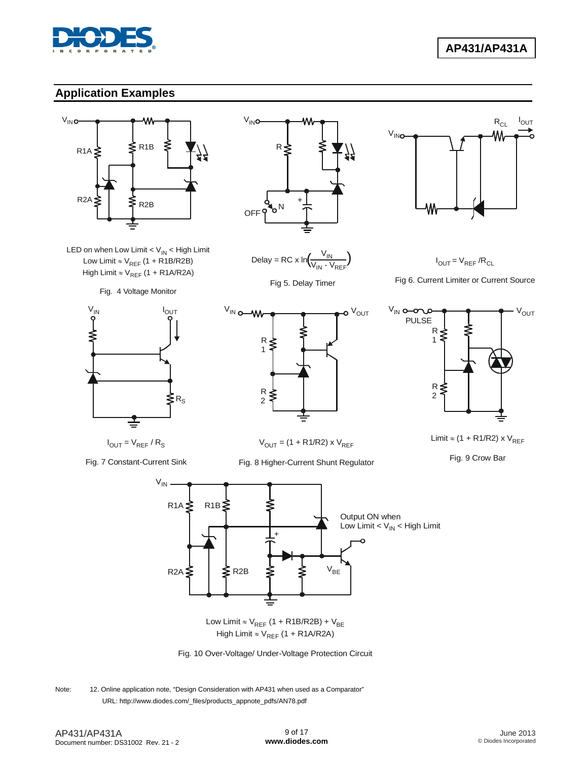## Application Examples

LED on when Low Limit < $V_{IN}$ < High Limit
Low Limit ≈ $V_{REF}$ (1 + R1B/R2B)
High Limit ≈ $V_{REF}$ (1 + R1A/R2A)

Fig. 4 Voltage Monitor

$$\text{Delay} = RC \times \ln\left(\frac{V_{IN}}{V_{IN} - V_{REF}}\right)$$

Fig 5. Delay Timer

$I_{OUT} = V_{REF} / R_{CL}$

Fig 6. Current Limiter or Current Source

$I_{OUT} = V_{REF} / R_S$

Fig. 7 Constant-Current Sink

$V_{OUT}$ = (1 + R1/R2) x $V_{REF}$

Fig. 8 Higher-Current Shunt Regulator

Limit ≈ (1 + R1/R2) x $V_{REF}$

Fig. 9 Crow Bar

Output ON when Low Limit < $V_{IN}$ < High Limit

Low Limit ≈ $V_{REF}$ (1 + R1B/R2B) + $V_{BE}$
High Limit ≈ $V_{REF}$ (1 + R1A/R2A)

Fig. 10 Over-Voltage/ Under-Voltage Protection Circuit

Note: 12. Online application note, "Design Consideration with AP431 when used as a Comparator"
URL: http://www.diodes.com/_files/products_appnote_pdfs/AN78.pdf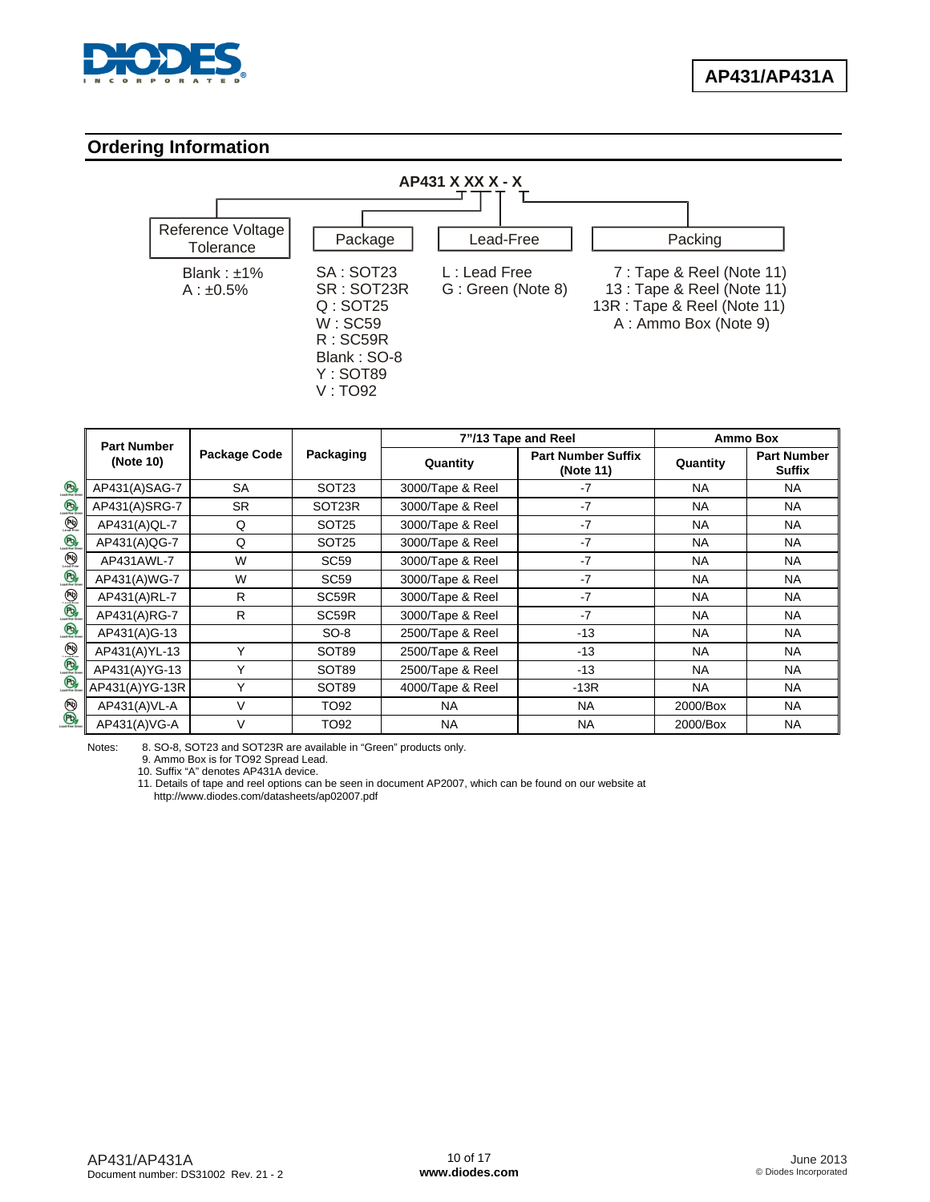## Ordering Information

**AP431 X XX X - X**

| Reference Voltage Tolerance | Package | Lead-Free | Packing |
|---|---|---|---|
| Blank : ±1% | SA : SOT23 | L : Lead Free | 7 : Tape & Reel (Note 11) |
| A : ±0.5% | SR : SOT23R | G : Green (Note 8) | 13 : Tape & Reel (Note 11) |
| | Q : SOT25 | | 13R : Tape & Reel (Note 11) |
| | W : SC59 | | A : Ammo Box (Note 9) |
| | R : SC59R | | |
| | Blank : SO-8 | | |
| | Y : SOT89 | | |
| | V : TO92 | | |

| Part Number (Note 10) | Package Code | Packaging | 7"/13 Tape and Reel | | Ammo Box | |
|---|---|---|---|---|---|---|
| | | | Quantity | Part Number Suffix (Note 11) | Quantity | Part Number Suffix |
| AP431(A)SAG-7 | SA | SOT23 | 3000/Tape & Reel | -7 | NA | NA |
| AP431(A)SRG-7 | SR | SOT23R | 3000/Tape & Reel | -7 | NA | NA |
| AP431(A)QL-7 | Q | SOT25 | 3000/Tape & Reel | -7 | NA | NA |
| AP431(A)QG-7 | Q | SOT25 | 3000/Tape & Reel | -7 | NA | NA |
| AP431AWL-7 | W | SC59 | 3000/Tape & Reel | -7 | NA | NA |
| AP431(A)WG-7 | W | SC59 | 3000/Tape & Reel | -7 | NA | NA |
| AP431(A)RL-7 | R | SC59R | 3000/Tape & Reel | -7 | NA | NA |
| AP431(A)RG-7 | R | SC59R | 3000/Tape & Reel | -7 | NA | NA |
| AP431(A)G-13 | | SO-8 | 2500/Tape & Reel | -13 | NA | NA |
| AP431(A)YL-13 | Y | SOT89 | 2500/Tape & Reel | -13 | NA | NA |
| AP431(A)YG-13 | Y | SOT89 | 2500/Tape & Reel | -13 | NA | NA |
| AP431(A)YG-13R | Y | SOT89 | 4000/Tape & Reel | -13R | NA | NA |
| AP431(A)VL-A | V | TO92 | NA | NA | 2000/Box | NA |
| AP431(A)VG-A | V | TO92 | NA | NA | 2000/Box | NA |

Notes:
8. SO-8, SOT23 and SOT23R are available in "Green" products only.
9. Ammo Box is for TO92 Spread Lead.
10. Suffix "A" denotes AP431A device.
11. Details of tape and reel options can be seen in document AP2007, which can be found on our website at http://www.diodes.com/datasheets/ap02007.pdf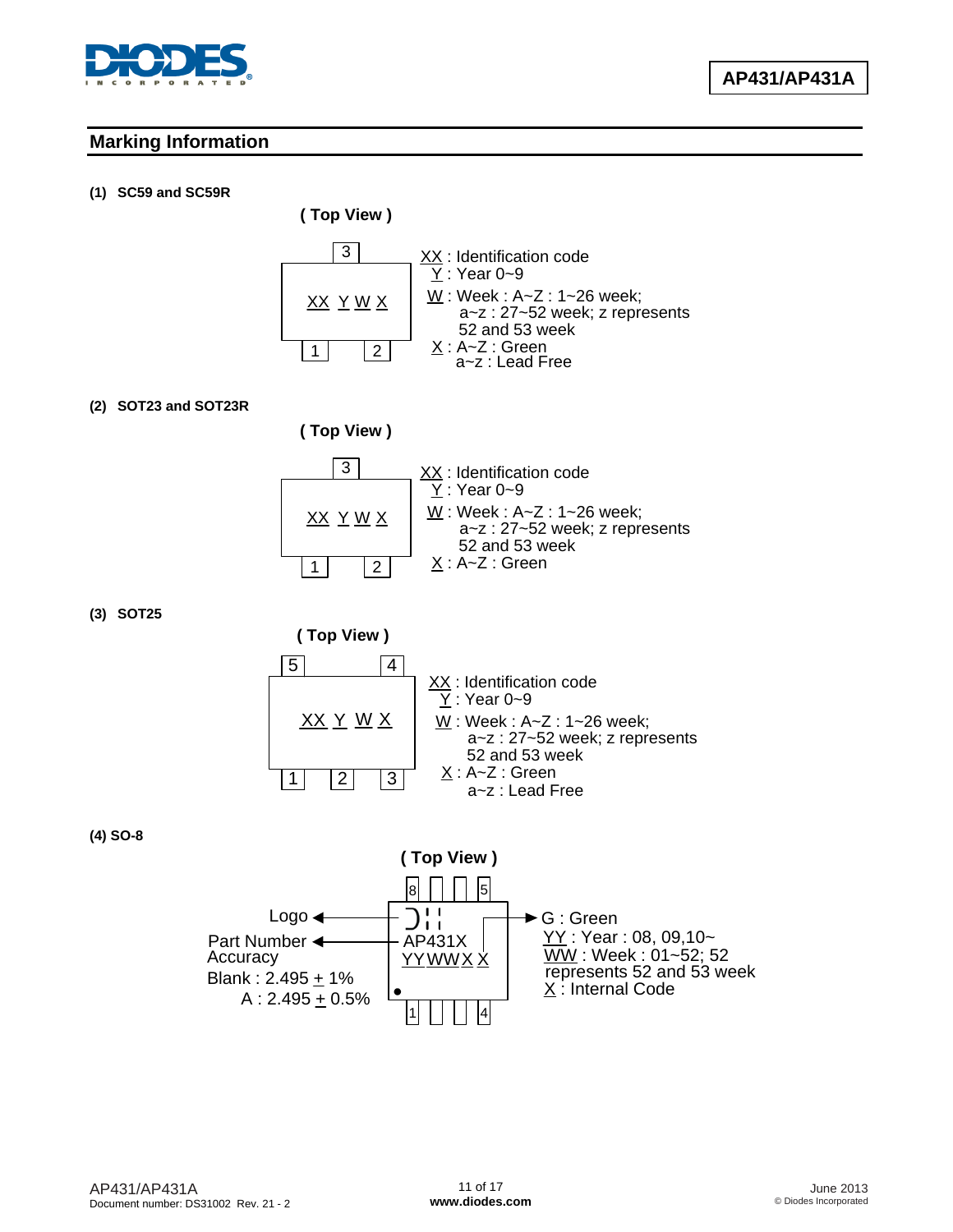## Marking Information

**(1) SC59 and SC59R**

**( Top View )**

Pins: 3 (top); 1, 2 (bottom)

Marking: XX Y W X

XX : Identification code
Y : Year 0~9
W : Week : A~Z : 1~26 week;
a~z : 27~52 week; z represents 52 and 53 week
X : A~Z : Green
a~z : Lead Free

**(2) SOT23 and SOT23R**

**( Top View )**

Pins: 3 (top); 1, 2 (bottom)

Marking: XX Y W X

XX : Identification code
Y : Year 0~9
W : Week : A~Z : 1~26 week;
a~z : 27~52 week; z represents 52 and 53 week
X : A~Z : Green

**(3) SOT25**

**( Top View )**

Pins: 5, 4 (top); 1, 2, 3 (bottom)

Marking: XX Y W X

XX : Identification code
Y : Year 0~9
W : Week : A~Z : 1~26 week;
a~z : 27~52 week; z represents 52 and 53 week
X : A~Z : Green
a~z : Lead Free

**(4) SO-8**

**( Top View )**

Pins: 8, 5 (top); 1, 4 (bottom)

Marking:
AP431X
YYWWX X

Logo
Part Number
Accuracy
Blank : 2.495 ± 1%
A : 2.495 ± 0.5%

G : Green
YY : Year : 08, 09,10~
WW : Week : 01~52; 52 represents 52 and 53 week
X : Internal Code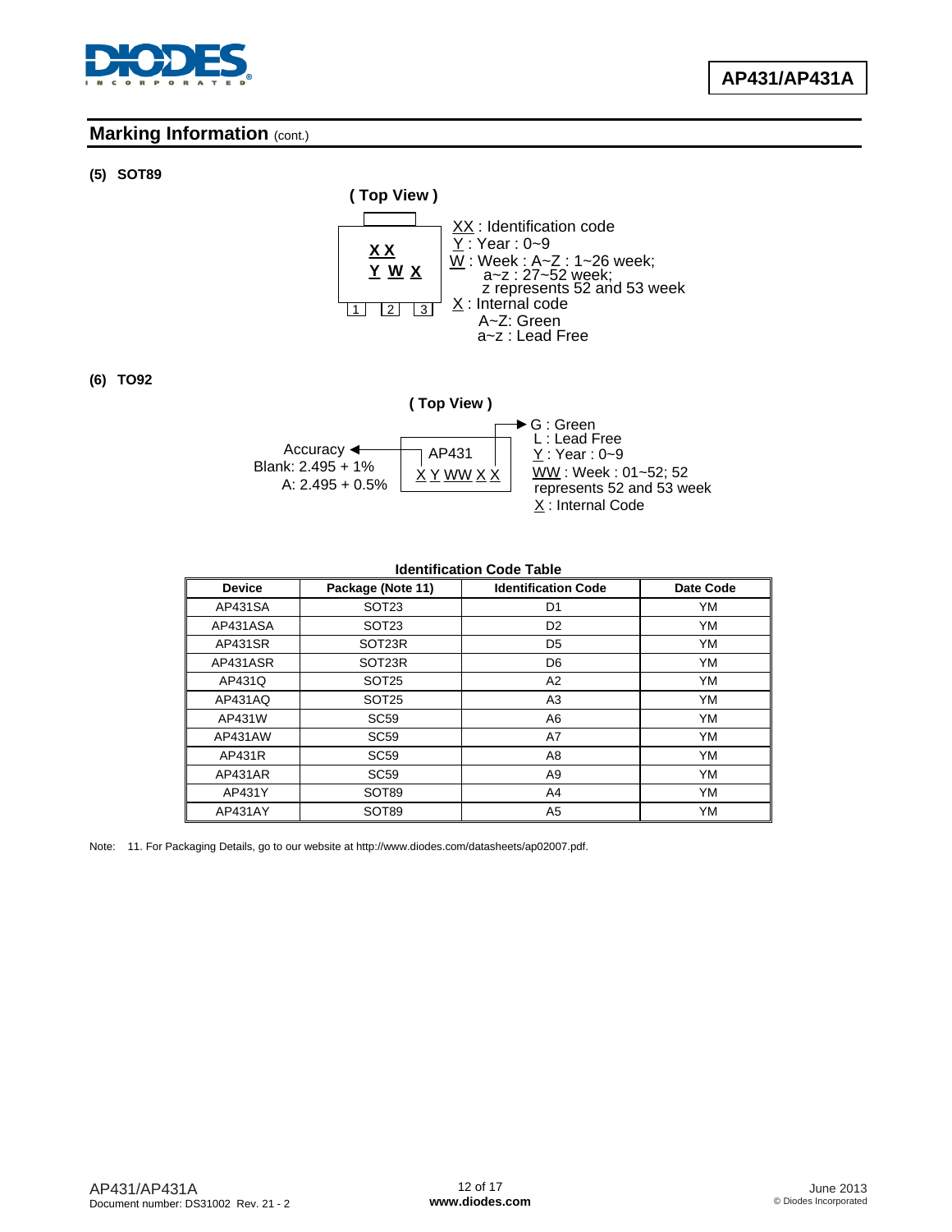## Marking Information (cont.)

**(5) SOT89**

**( Top View )**

```
 ________
|  X X   |
|  Y W X |
|________|
 1  2  3
```

XX : Identification code
Y : Year : 0~9
W : Week : A~Z : 1~26 week;
  a~z : 27~52 week;
  z represents 52 and 53 week
X : Internal code
  A~Z: Green
  a~z : Lead Free

**(6) TO92**

**( Top View )**

```
 ____________
|  AP431     |
| X Y WW X X |
|____________|
```

Accuracy
Blank: 2.495 + 1%
A: 2.495 + 0.5%

G : Green
L : Lead Free
Y : Year : 0~9
WW : Week : 01~52; 52 represents 52 and 53 week
X : Internal Code

**Identification Code Table**

| Device | Package (Note 11) | Identification Code | Date Code |
|---|---|---|---|
| AP431SA | SOT23 | D1 | YM |
| AP431ASA | SOT23 | D2 | YM |
| AP431SR | SOT23R | D5 | YM |
| AP431ASR | SOT23R | D6 | YM |
| AP431Q | SOT25 | A2 | YM |
| AP431AQ | SOT25 | A3 | YM |
| AP431W | SC59 | A6 | YM |
| AP431AW | SC59 | A7 | YM |
| AP431R | SC59 | A8 | YM |
| AP431AR | SC59 | A9 | YM |
| AP431Y | SOT89 | A4 | YM |
| AP431AY | SOT89 | A5 | YM |

Note: 11. For Packaging Details, go to our website at http://www.diodes.com/datasheets/ap02007.pdf.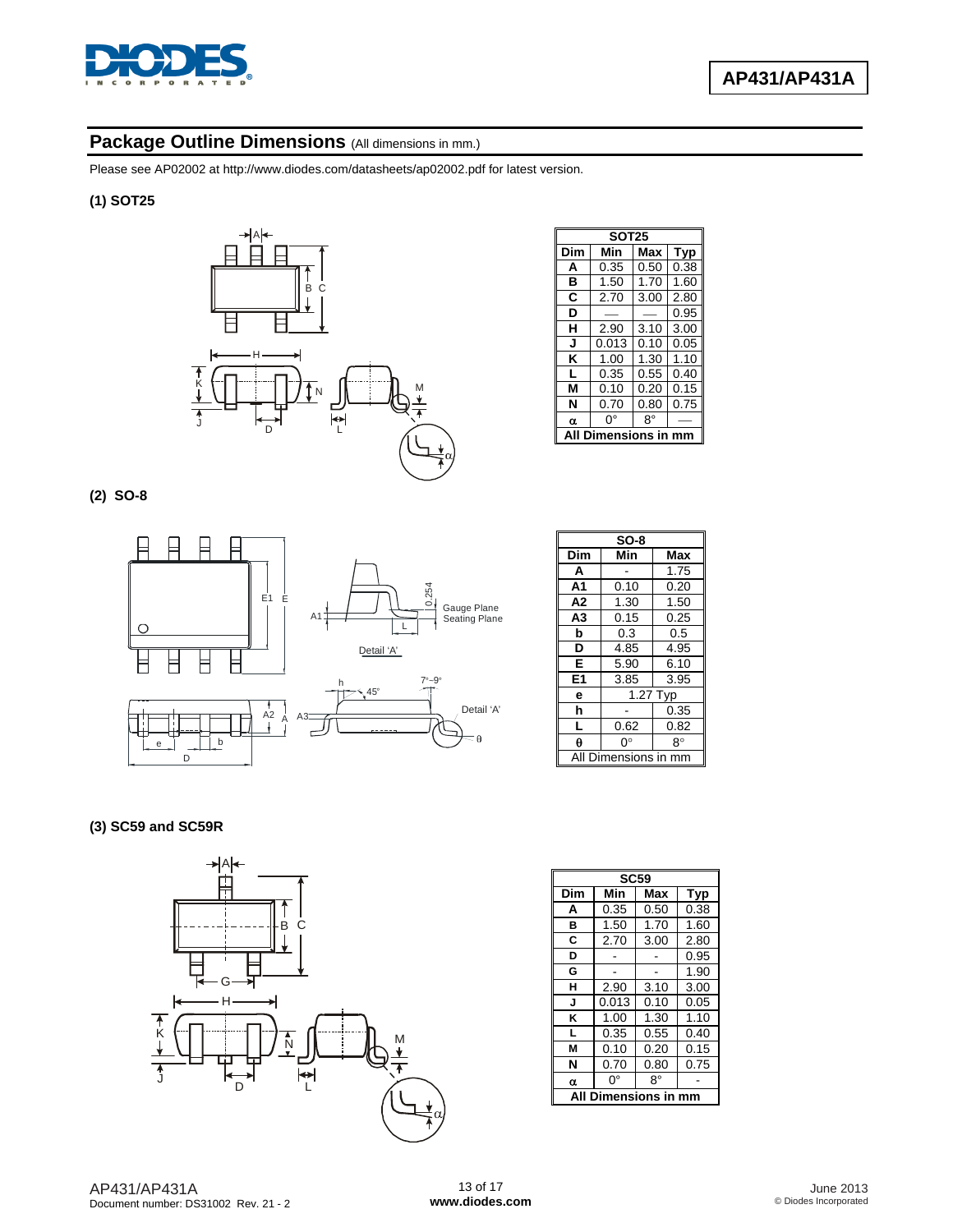## Package Outline Dimensions (All dimensions in mm.)

Please see AP02002 at http://www.diodes.com/datasheets/ap02002.pdf for latest version.

### (1) SOT25

| SOT25 | | | |
|---|---|---|---|
| **Dim** | **Min** | **Max** | **Typ** |
| **A** | 0.35 | 0.50 | 0.38 |
| **B** | 1.50 | 1.70 | 1.60 |
| **C** | 2.70 | 3.00 | 2.80 |
| **D** | — | — | 0.95 |
| **H** | 2.90 | 3.10 | 3.00 |
| **J** | 0.013 | 0.10 | 0.05 |
| **K** | 1.00 | 1.30 | 1.10 |
| **L** | 0.35 | 0.55 | 0.40 |
| **M** | 0.10 | 0.20 | 0.15 |
| **N** | 0.70 | 0.80 | 0.75 |
| **α** | 0° | 8° | — |
| **All Dimensions in mm** | | | |

### (2) SO-8

Detail 'A'

Gauge Plane
Seating Plane

| SO-8 | | |
|---|---|---|
| **Dim** | **Min** | **Max** |
| **A** | - | 1.75 |
| **A1** | 0.10 | 0.20 |
| **A2** | 1.30 | 1.50 |
| **A3** | 0.15 | 0.25 |
| **b** | 0.3 | 0.5 |
| **D** | 4.85 | 4.95 |
| **E** | 5.90 | 6.10 |
| **E1** | 3.85 | 3.95 |
| **e** | 1.27 Typ | |
| **h** | - | 0.35 |
| **L** | 0.62 | 0.82 |
| **θ** | 0° | 8° |
| All Dimensions in mm | | |

### (3) SC59 and SC59R

| SC59 | | | |
|---|---|---|---|
| **Dim** | **Min** | **Max** | **Typ** |
| **A** | 0.35 | 0.50 | 0.38 |
| **B** | 1.50 | 1.70 | 1.60 |
| **C** | 2.70 | 3.00 | 2.80 |
| **D** | - | - | 0.95 |
| **G** | - | - | 1.90 |
| **H** | 2.90 | 3.10 | 3.00 |
| **J** | 0.013 | 0.10 | 0.05 |
| **K** | 1.00 | 1.30 | 1.10 |
| **L** | 0.35 | 0.55 | 0.40 |
| **M** | 0.10 | 0.20 | 0.15 |
| **N** | 0.70 | 0.80 | 0.75 |
| **α** | 0° | 8° | - |
| **All Dimensions in mm** | | | |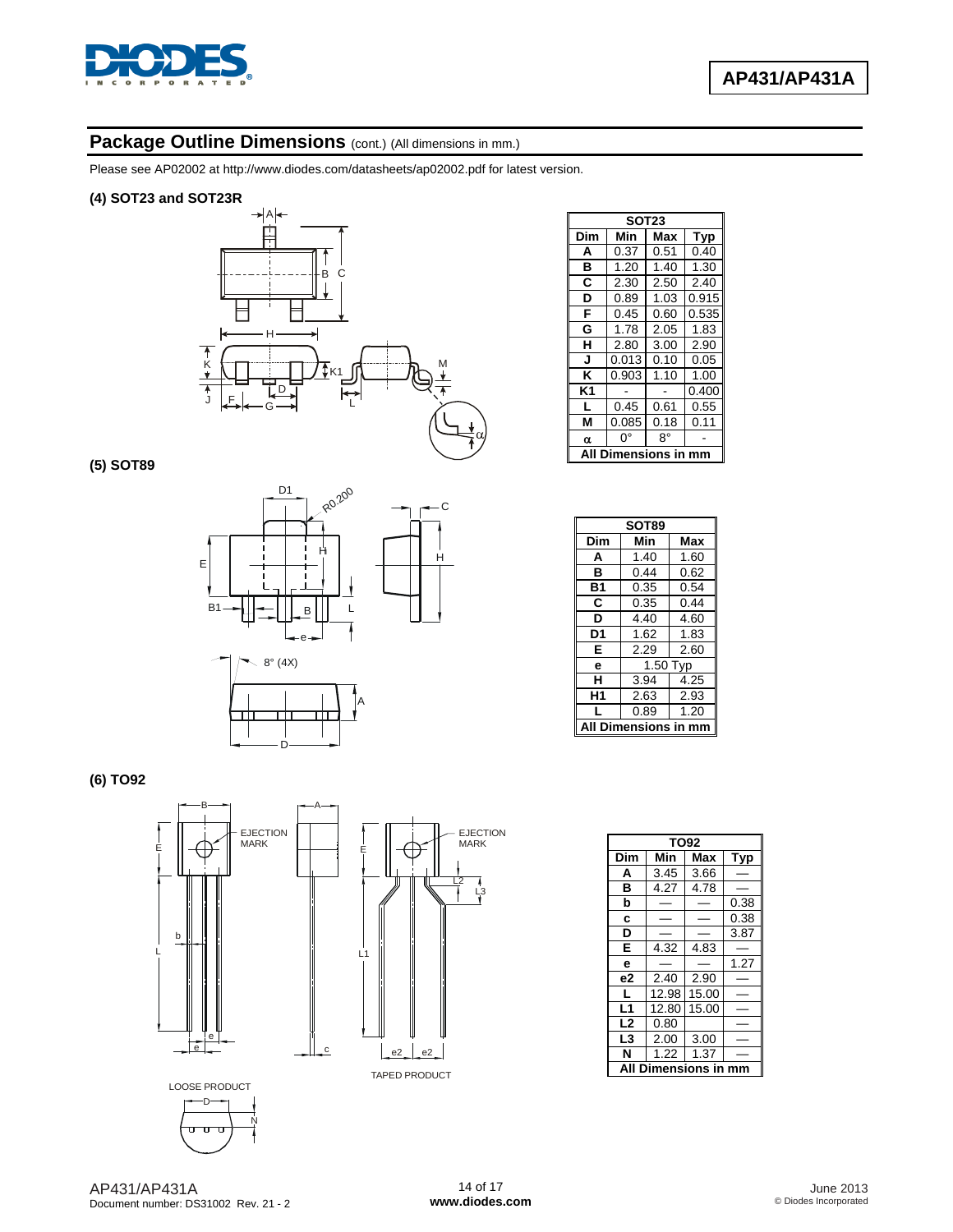## Package Outline Dimensions (cont.) (All dimensions in mm.)

Please see AP02002 at http://www.diodes.com/datasheets/ap02002.pdf for latest version.

### (4) SOT23 and SOT23R

| SOT23 | | | |
|---|---|---|---|
| **Dim** | **Min** | **Max** | **Typ** |
| **A** | 0.37 | 0.51 | 0.40 |
| **B** | 1.20 | 1.40 | 1.30 |
| **C** | 2.30 | 2.50 | 2.40 |
| **D** | 0.89 | 1.03 | 0.915 |
| **F** | 0.45 | 0.60 | 0.535 |
| **G** | 1.78 | 2.05 | 1.83 |
| **H** | 2.80 | 3.00 | 2.90 |
| **J** | 0.013 | 0.10 | 0.05 |
| **K** | 0.903 | 1.10 | 1.00 |
| **K1** | - | - | 0.400 |
| **L** | 0.45 | 0.61 | 0.55 |
| **M** | 0.085 | 0.18 | 0.11 |
| **α** | 0° | 8° | - |
| **All Dimensions in mm** | | | |

### (5) SOT89

| SOT89 | | |
|---|---|---|
| **Dim** | **Min** | **Max** |
| **A** | 1.40 | 1.60 |
| **B** | 0.44 | 0.62 |
| **B1** | 0.35 | 0.54 |
| **C** | 0.35 | 0.44 |
| **D** | 4.40 | 4.60 |
| **D1** | 1.62 | 1.83 |
| **E** | 2.29 | 2.60 |
| **e** | 1.50 Typ | |
| **H** | 3.94 | 4.25 |
| **H1** | 2.63 | 2.93 |
| **L** | 0.89 | 1.20 |
| **All Dimensions in mm** | | |

### (6) TO92

LOOSE PRODUCT

TAPED PRODUCT

| TO92 | | | |
|---|---|---|---|
| **Dim** | **Min** | **Max** | **Typ** |
| **A** | 3.45 | 3.66 | — |
| **B** | 4.27 | 4.78 | — |
| **b** | — | — | 0.38 |
| **c** | — | — | 0.38 |
| **D** | — | — | 3.87 |
| **E** | 4.32 | 4.83 | — |
| **e** | — | — | 1.27 |
| **e2** | 2.40 | 2.90 | — |
| **L** | 12.98 | 15.00 | — |
| **L1** | 12.80 | 15.00 | — |
| **L2** | 0.80 | | — |
| **L3** | 2.00 | 3.00 | — |
| **N** | 1.22 | 1.37 | — |
| **All Dimensions in mm** | | | |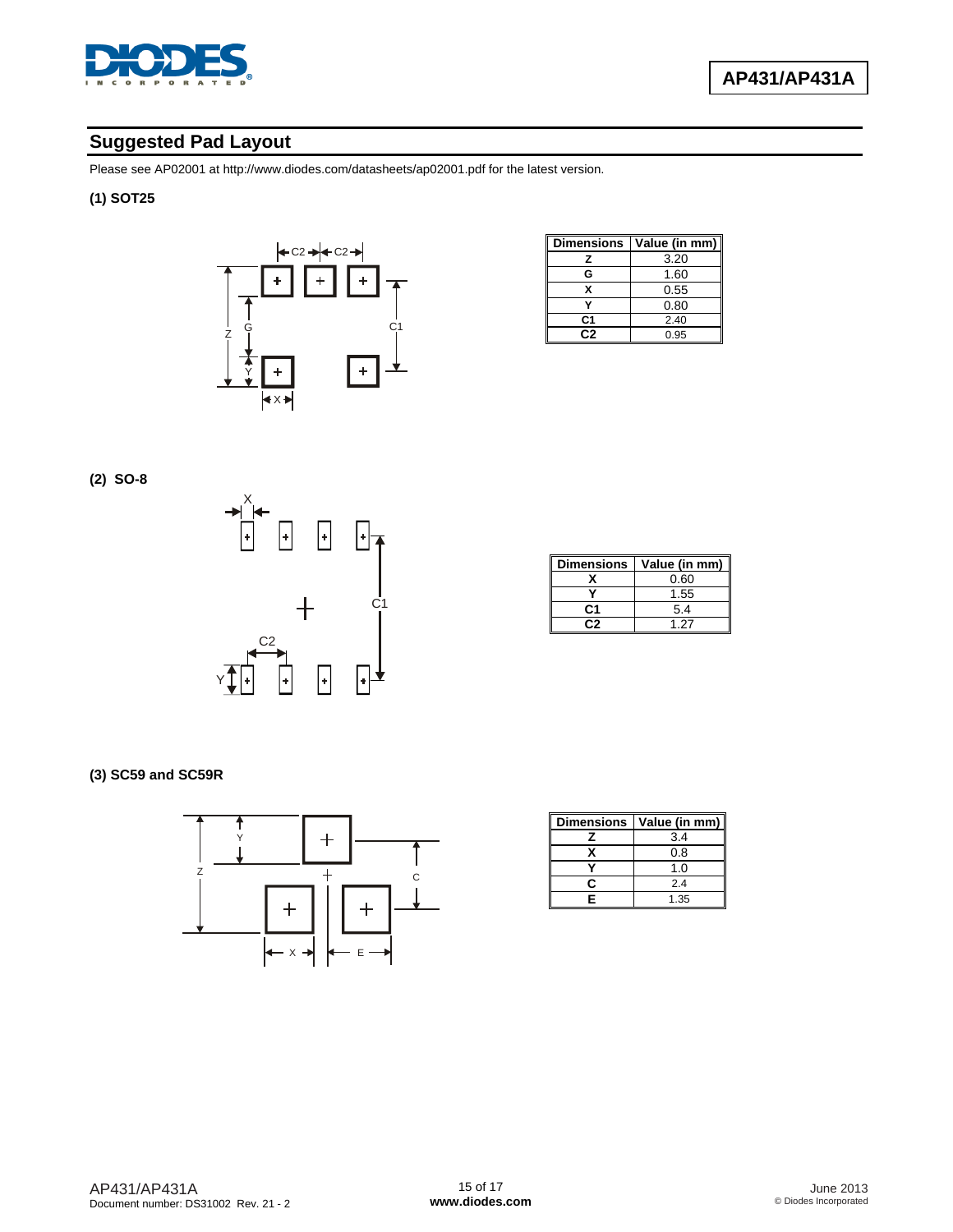## Suggested Pad Layout

Please see AP02001 at http://www.diodes.com/datasheets/ap02001.pdf for the latest version.

### (1) SOT25

| Dimensions | Value (in mm) |
|---|---|
| Z | 3.20 |
| G | 1.60 |
| X | 0.55 |
| Y | 0.80 |
| C1 | 2.40 |
| C2 | 0.95 |

### (2) SO-8

| Dimensions | Value (in mm) |
|---|---|
| X | 0.60 |
| Y | 1.55 |
| C1 | 5.4 |
| C2 | 1.27 |

### (3) SC59 and SC59R

| Dimensions | Value (in mm) |
|---|---|
| Z | 3.4 |
| X | 0.8 |
| Y | 1.0 |
| C | 2.4 |
| E | 1.35 |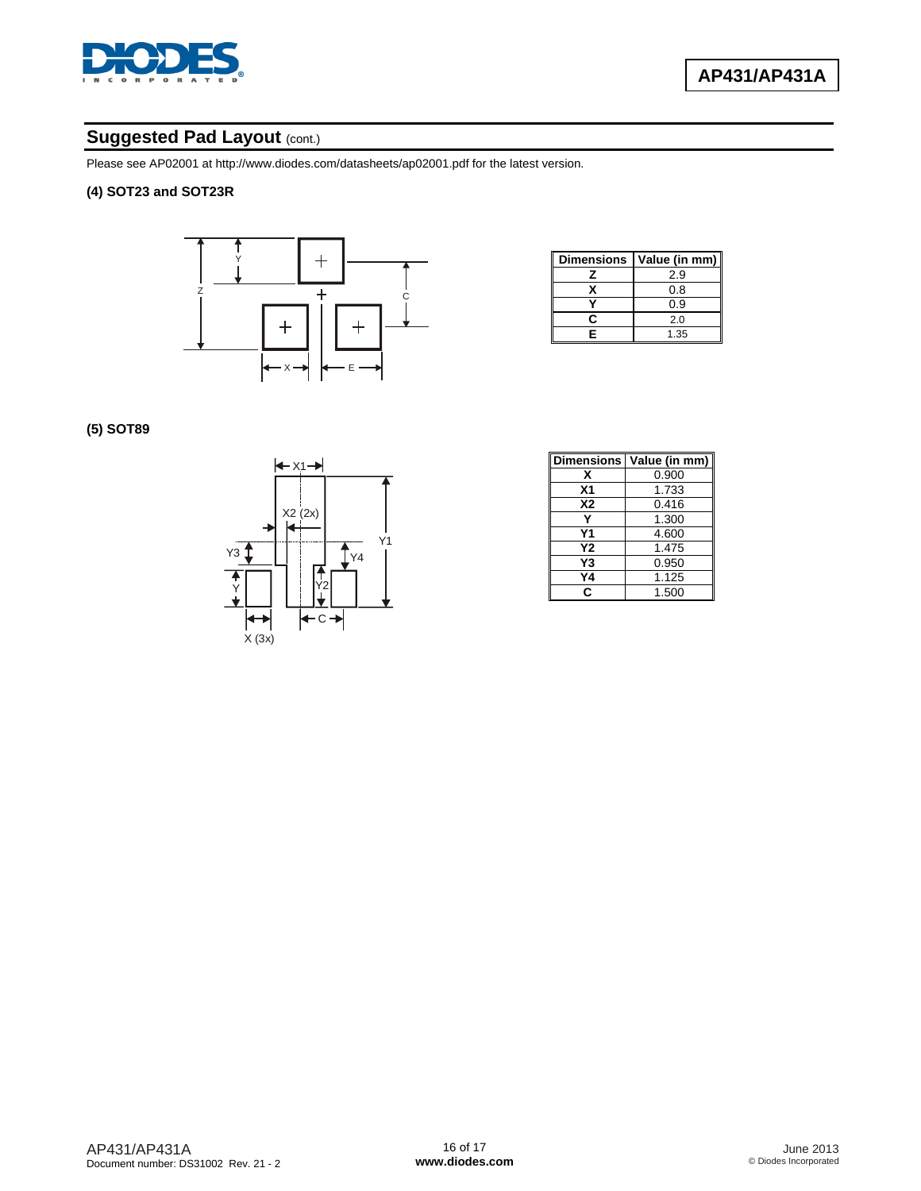## Suggested Pad Layout (cont.)

Please see AP02001 at http://www.diodes.com/datasheets/ap02001.pdf for the latest version.

**(4) SOT23 and SOT23R**

| Dimensions | Value (in mm) |
|---|---|
| Z | 2.9 |
| X | 0.8 |
| Y | 0.9 |
| C | 2.0 |
| E | 1.35 |

**(5) SOT89**

| Dimensions | Value (in mm) |
|---|---|
| X | 0.900 |
| X1 | 1.733 |
| X2 | 0.416 |
| Y | 1.300 |
| Y1 | 4.600 |
| Y2 | 1.475 |
| Y3 | 0.950 |
| Y4 | 1.125 |
| C | 1.500 |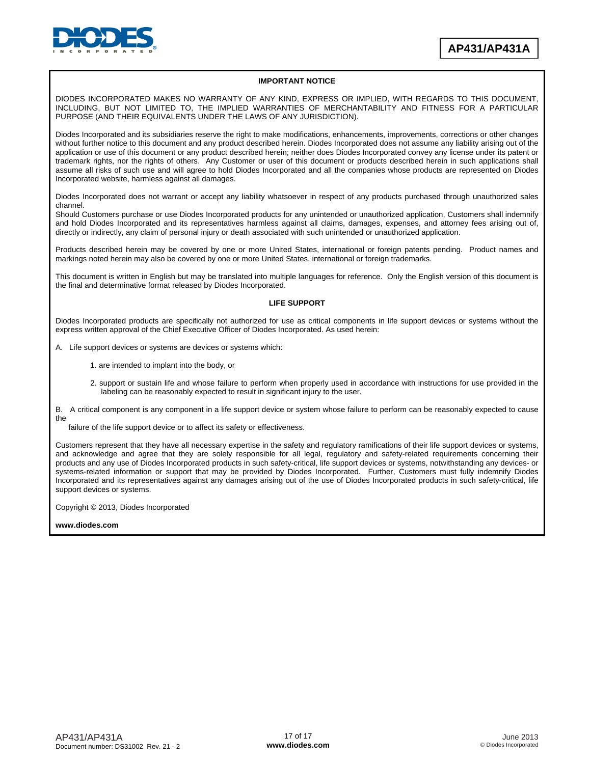## IMPORTANT NOTICE

DIODES INCORPORATED MAKES NO WARRANTY OF ANY KIND, EXPRESS OR IMPLIED, WITH REGARDS TO THIS DOCUMENT, INCLUDING, BUT NOT LIMITED TO, THE IMPLIED WARRANTIES OF MERCHANTABILITY AND FITNESS FOR A PARTICULAR PURPOSE (AND THEIR EQUIVALENTS UNDER THE LAWS OF ANY JURISDICTION).

Diodes Incorporated and its subsidiaries reserve the right to make modifications, enhancements, improvements, corrections or other changes without further notice to this document and any product described herein. Diodes Incorporated does not assume any liability arising out of the application or use of this document or any product described herein; neither does Diodes Incorporated convey any license under its patent or trademark rights, nor the rights of others. Any Customer or user of this document or products described herein in such applications shall assume all risks of such use and will agree to hold Diodes Incorporated and all the companies whose products are represented on Diodes Incorporated website, harmless against all damages.

Diodes Incorporated does not warrant or accept any liability whatsoever in respect of any products purchased through unauthorized sales channel.
Should Customers purchase or use Diodes Incorporated products for any unintended or unauthorized application, Customers shall indemnify and hold Diodes Incorporated and its representatives harmless against all claims, damages, expenses, and attorney fees arising out of, directly or indirectly, any claim of personal injury or death associated with such unintended or unauthorized application.

Products described herein may be covered by one or more United States, international or foreign patents pending. Product names and markings noted herein may also be covered by one or more United States, international or foreign trademarks.

This document is written in English but may be translated into multiple languages for reference. Only the English version of this document is the final and determinative format released by Diodes Incorporated.

## LIFE SUPPORT

Diodes Incorporated products are specifically not authorized for use as critical components in life support devices or systems without the express written approval of the Chief Executive Officer of Diodes Incorporated. As used herein:

A. Life support devices or systems are devices or systems which:

1. are intended to implant into the body, or
2. support or sustain life and whose failure to perform when properly used in accordance with instructions for use provided in the labeling can be reasonably expected to result in significant injury to the user.

B. A critical component is any component in a life support device or system whose failure to perform can be reasonably expected to cause the failure of the life support device or to affect its safety or effectiveness.

Customers represent that they have all necessary expertise in the safety and regulatory ramifications of their life support devices or systems, and acknowledge and agree that they are solely responsible for all legal, regulatory and safety-related requirements concerning their products and any use of Diodes Incorporated products in such safety-critical, life support devices or systems, notwithstanding any devices- or systems-related information or support that may be provided by Diodes Incorporated. Further, Customers must fully indemnify Diodes Incorporated and its representatives against any damages arising out of the use of Diodes Incorporated products in such safety-critical, life support devices or systems.

Copyright © 2013, Diodes Incorporated

**www.diodes.com**